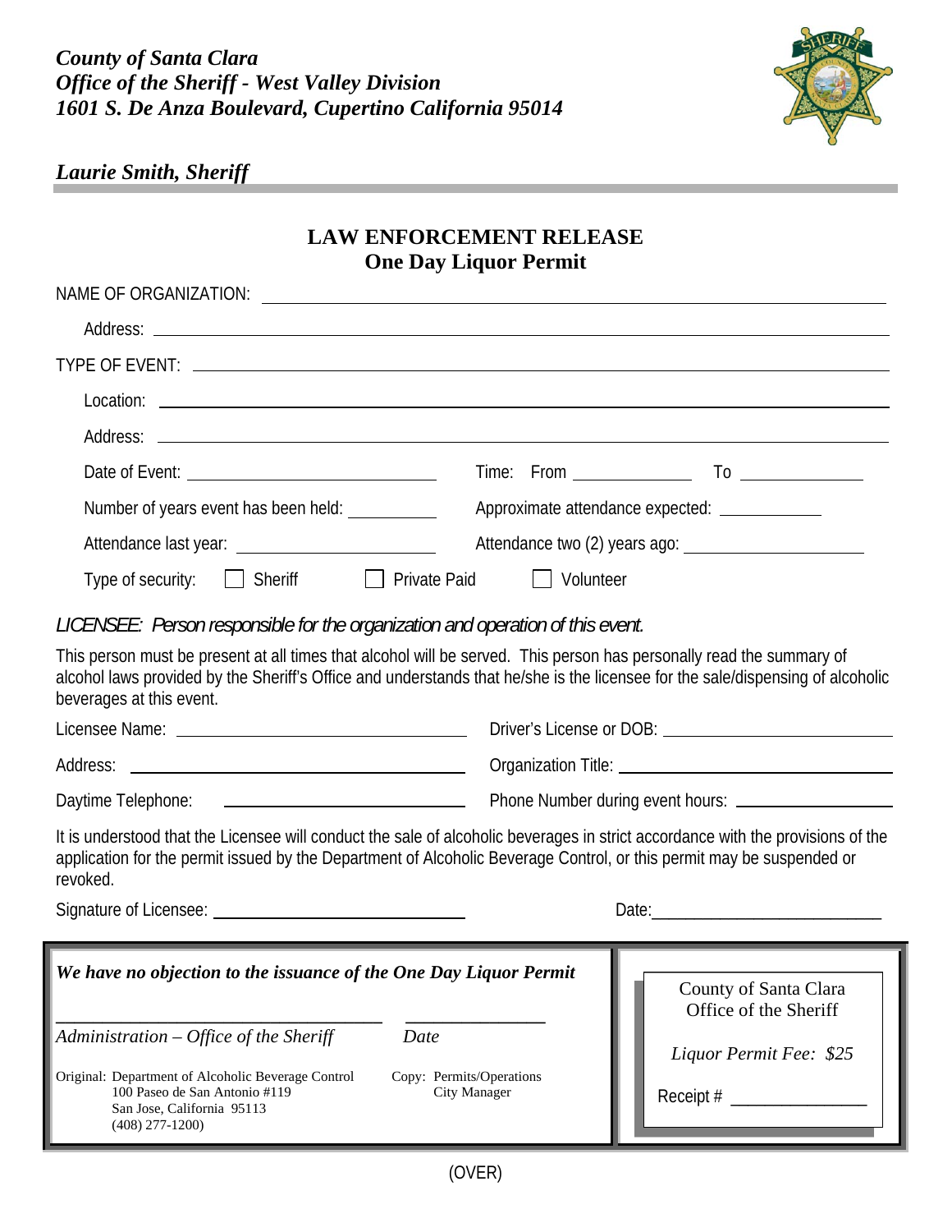***County of Santa Clara***
***Office of the Sheriff - West Valley Division***
***1601 S. De Anza Boulevard, Cupertino California 95014***

***Laurie Smith, Sheriff***

# LAW ENFORCEMENT RELEASE
## One Day Liquor Permit

NAME OF ORGANIZATION: ____________________________________________

Address: ____________________________________________

TYPE OF EVENT: ____________________________________________

Location: ____________________________________________

Address: ____________________________________________

Date of Event: ____________________ Time: From ____________ To ____________

Number of years event has been held: __________ Approximate attendance expected: ____________

Attendance last year: ____________________ Attendance two (2) years ago: ____________________

Type of security: ☐ Sheriff ☐ Private Paid ☐ Volunteer

*LICENSEE: Person responsible for the organization and operation of this event.*

This person must be present at all times that alcohol will be served. This person has personally read the summary of alcohol laws provided by the Sheriff's Office and understands that he/she is the licensee for the sale/dispensing of alcoholic beverages at this event.

Licensee Name: ____________________ Driver's License or DOB: ____________________

Address: ____________________ Organization Title: ____________________

Daytime Telephone: ____________________ Phone Number during event hours: ____________________

It is understood that the Licensee will conduct the sale of alcoholic beverages in strict accordance with the provisions of the application for the permit issued by the Department of Alcoholic Beverage Control, or this permit may be suspended or revoked.

Signature of Licensee: ____________________ Date: ____________________

***We have no objection to the issuance of the One Day Liquor Permit***

______________________________ ______________

*Administration – Office of the Sheriff* *Date*

Original: Department of Alcoholic Beverage Control
100 Paseo de San Antonio #119
San Jose, California 95113
(408) 277-1200

Copy: Permits/Operations
City Manager

County of Santa Clara
Office of the Sheriff

*Liquor Permit Fee: $25*

Receipt # ______________

(OVER)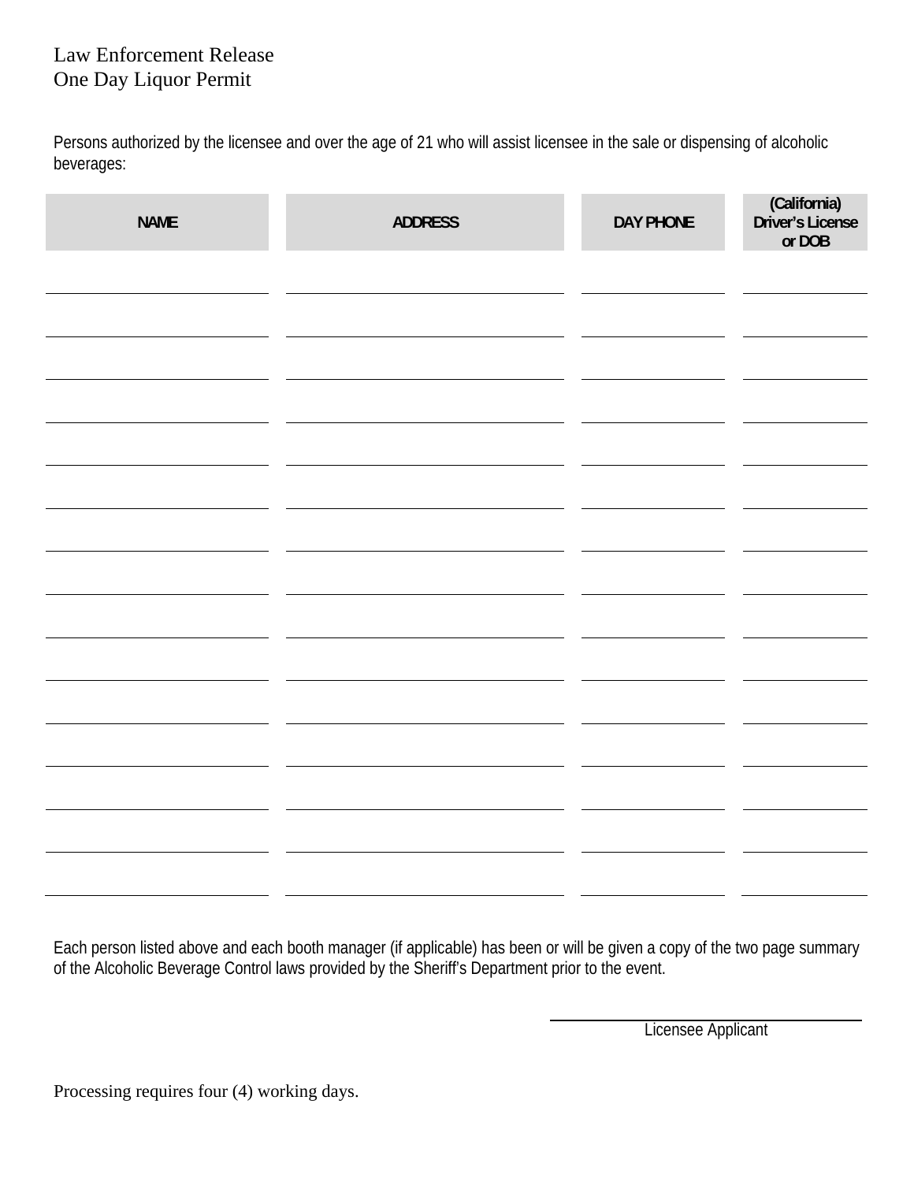Law Enforcement Release
One Day Liquor Permit

Persons authorized by the licensee and over the age of 21 who will assist licensee in the sale or dispensing of alcoholic beverages:

| NAME | ADDRESS | DAY PHONE | (California) Driver's License or DOB |
|---|---|---|---|
| | | | |
| | | | |
| | | | |
| | | | |
| | | | |
| | | | |
| | | | |
| | | | |
| | | | |
| | | | |
| | | | |
| | | | |
| | | | |
| | | | |
| | | | |

Each person listed above and each booth manager (if applicable) has been or will be given a copy of the two page summary of the Alcoholic Beverage Control laws provided by the Sheriff's Department prior to the event.

\_\_\_\_\_\_\_\_\_\_\_\_\_\_\_\_\_\_\_\_\_\_\_\_\_\_\_\_\_\_
Licensee Applicant

Processing requires four (4) working days.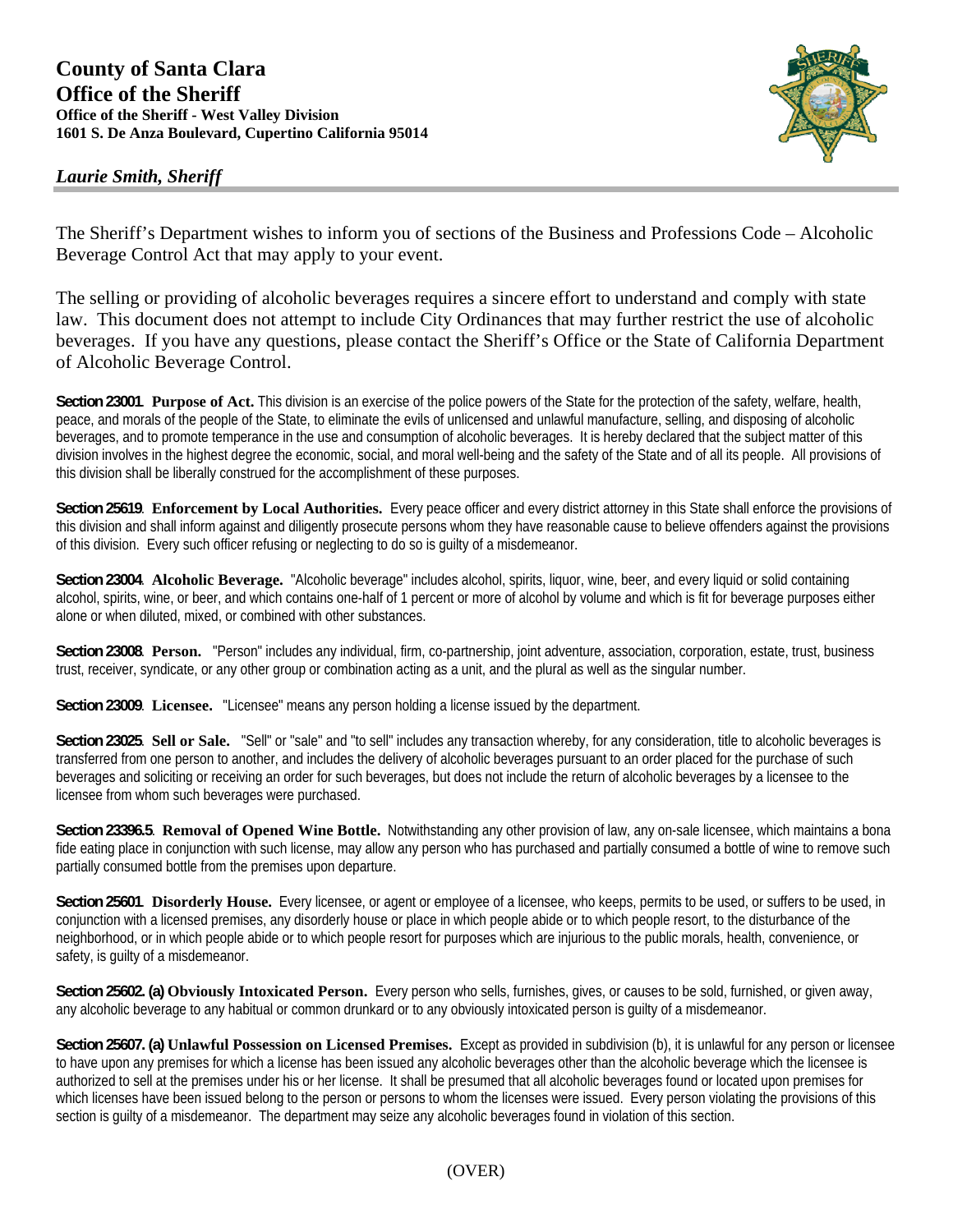**County of Santa Clara**
**Office of the Sheriff**
**Office of the Sheriff - West Valley Division**
**1601 S. De Anza Boulevard, Cupertino California 95014**

*Laurie Smith, Sheriff*

---

The Sheriff's Department wishes to inform you of sections of the Business and Professions Code – Alcoholic Beverage Control Act that may apply to your event.

The selling or providing of alcoholic beverages requires a sincere effort to understand and comply with state law. This document does not attempt to include City Ordinances that may further restrict the use of alcoholic beverages. If you have any questions, please contact the Sheriff's Office or the State of California Department of Alcoholic Beverage Control.

**Section 23001**. **Purpose of Act.** This division is an exercise of the police powers of the State for the protection of the safety, welfare, health, peace, and morals of the people of the State, to eliminate the evils of unlicensed and unlawful manufacture, selling, and disposing of alcoholic beverages, and to promote temperance in the use and consumption of alcoholic beverages. It is hereby declared that the subject matter of this division involves in the highest degree the economic, social, and moral well-being and the safety of the State and of all its people. All provisions of this division shall be liberally construed for the accomplishment of these purposes.

**Section 25619**. **Enforcement by Local Authorities.** Every peace officer and every district attorney in this State shall enforce the provisions of this division and shall inform against and diligently prosecute persons whom they have reasonable cause to believe offenders against the provisions of this division. Every such officer refusing or neglecting to do so is guilty of a misdemeanor.

**Section 23004**. **Alcoholic Beverage.** "Alcoholic beverage" includes alcohol, spirits, liquor, wine, beer, and every liquid or solid containing alcohol, spirits, wine, or beer, and which contains one-half of 1 percent or more of alcohol by volume and which is fit for beverage purposes either alone or when diluted, mixed, or combined with other substances.

**Section 23008**. **Person.** "Person" includes any individual, firm, co-partnership, joint adventure, association, corporation, estate, trust, business trust, receiver, syndicate, or any other group or combination acting as a unit, and the plural as well as the singular number.

**Section 23009**. **Licensee.** "Licensee" means any person holding a license issued by the department.

**Section 23025**. **Sell or Sale.** "Sell" or "sale" and "to sell" includes any transaction whereby, for any consideration, title to alcoholic beverages is transferred from one person to another, and includes the delivery of alcoholic beverages pursuant to an order placed for the purchase of such beverages and soliciting or receiving an order for such beverages, but does not include the return of alcoholic beverages by a licensee to the licensee from whom such beverages were purchased.

**Section 23396.5**. **Removal of Opened Wine Bottle.** Notwithstanding any other provision of law, any on-sale licensee, which maintains a bona fide eating place in conjunction with such license, may allow any person who has purchased and partially consumed a bottle of wine to remove such partially consumed bottle from the premises upon departure.

**Section 25601**. **Disorderly House.** Every licensee, or agent or employee of a licensee, who keeps, permits to be used, or suffers to be used, in conjunction with a licensed premises, any disorderly house or place in which people abide or to which people resort, to the disturbance of the neighborhood, or in which people abide or to which people resort for purposes which are injurious to the public morals, health, convenience, or safety, is guilty of a misdemeanor.

**Section 25602. (a) Obviously Intoxicated Person.** Every person who sells, furnishes, gives, or causes to be sold, furnished, or given away, any alcoholic beverage to any habitual or common drunkard or to any obviously intoxicated person is guilty of a misdemeanor.

**Section 25607. (a) Unlawful Possession on Licensed Premises.** Except as provided in subdivision (b), it is unlawful for any person or licensee to have upon any premises for which a license has been issued any alcoholic beverages other than the alcoholic beverage which the licensee is authorized to sell at the premises under his or her license. It shall be presumed that all alcoholic beverages found or located upon premises for which licenses have been issued belong to the person or persons to whom the licenses were issued. Every person violating the provisions of this section is guilty of a misdemeanor. The department may seize any alcoholic beverages found in violation of this section.

(OVER)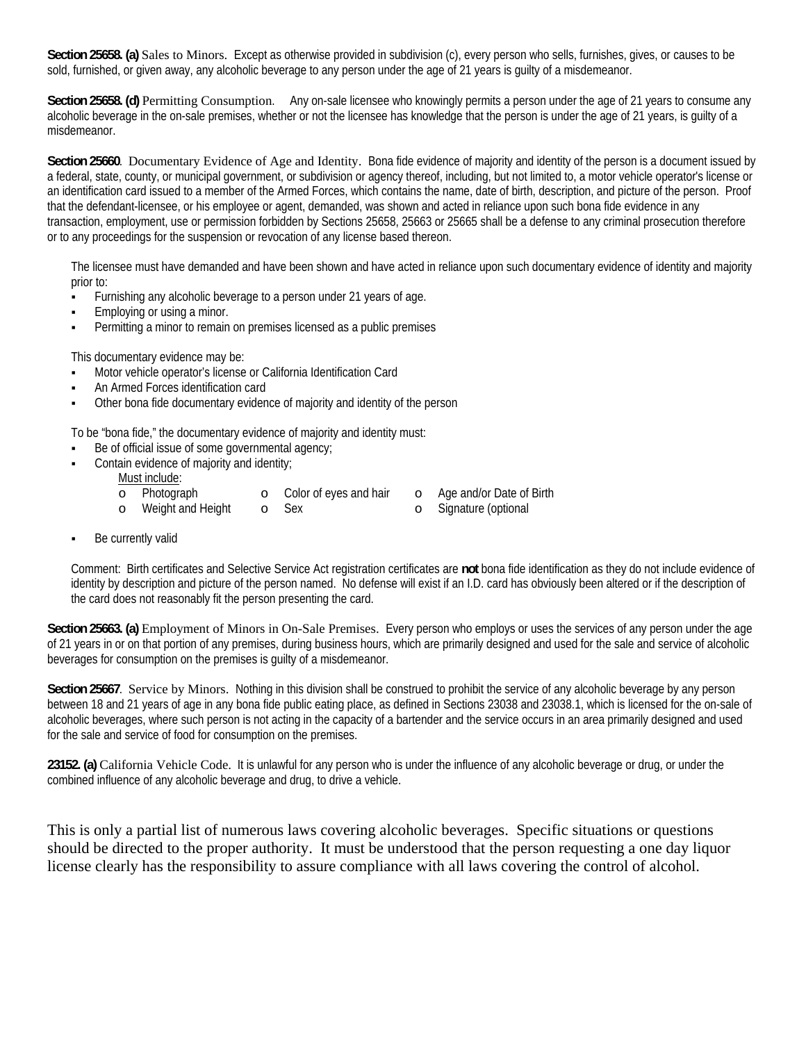**Section 25658. (a)** Sales to Minors. Except as otherwise provided in subdivision (c), every person who sells, furnishes, gives, or causes to be sold, furnished, or given away, any alcoholic beverage to any person under the age of 21 years is guilty of a misdemeanor.

**Section 25658. (d)** Permitting Consumption. Any on-sale licensee who knowingly permits a person under the age of 21 years to consume any alcoholic beverage in the on-sale premises, whether or not the licensee has knowledge that the person is under the age of 21 years, is guilty of a misdemeanor.

**Section 25660**. Documentary Evidence of Age and Identity. Bona fide evidence of majority and identity of the person is a document issued by a federal, state, county, or municipal government, or subdivision or agency thereof, including, but not limited to, a motor vehicle operator's license or an identification card issued to a member of the Armed Forces, which contains the name, date of birth, description, and picture of the person. Proof that the defendant-licensee, or his employee or agent, demanded, was shown and acted in reliance upon such bona fide evidence in any transaction, employment, use or permission forbidden by Sections 25658, 25663 or 25665 shall be a defense to any criminal prosecution therefore or to any proceedings for the suspension or revocation of any license based thereon.

The licensee must have demanded and have been shown and have acted in reliance upon such documentary evidence of identity and majority prior to:

- Furnishing any alcoholic beverage to a person under 21 years of age.
- Employing or using a minor.
- Permitting a minor to remain on premises licensed as a public premises

This documentary evidence may be:

- Motor vehicle operator's license or California Identification Card
- An Armed Forces identification card
- Other bona fide documentary evidence of majority and identity of the person

To be "bona fide," the documentary evidence of majority and identity must:

- Be of official issue of some governmental agency;
- Contain evidence of majority and identity;
  
  Must include:
  - Photograph
  - Color of eyes and hair
  - Age and/or Date of Birth
  - Weight and Height
  - Sex
  - Signature (optional
- Be currently valid

Comment: Birth certificates and Selective Service Act registration certificates are **not** bona fide identification as they do not include evidence of identity by description and picture of the person named. No defense will exist if an I.D. card has obviously been altered or if the description of the card does not reasonably fit the person presenting the card.

**Section 25663. (a)** Employment of Minors in On-Sale Premises. Every person who employs or uses the services of any person under the age of 21 years in or on that portion of any premises, during business hours, which are primarily designed and used for the sale and service of alcoholic beverages for consumption on the premises is guilty of a misdemeanor.

**Section 25667**. Service by Minors. Nothing in this division shall be construed to prohibit the service of any alcoholic beverage by any person between 18 and 21 years of age in any bona fide public eating place, as defined in Sections 23038 and 23038.1, which is licensed for the on-sale of alcoholic beverages, where such person is not acting in the capacity of a bartender and the service occurs in an area primarily designed and used for the sale and service of food for consumption on the premises.

**23152. (a)** California Vehicle Code. It is unlawful for any person who is under the influence of any alcoholic beverage or drug, or under the combined influence of any alcoholic beverage and drug, to drive a vehicle.

This is only a partial list of numerous laws covering alcoholic beverages. Specific situations or questions should be directed to the proper authority. It must be understood that the person requesting a one day liquor license clearly has the responsibility to assure compliance with all laws covering the control of alcohol.